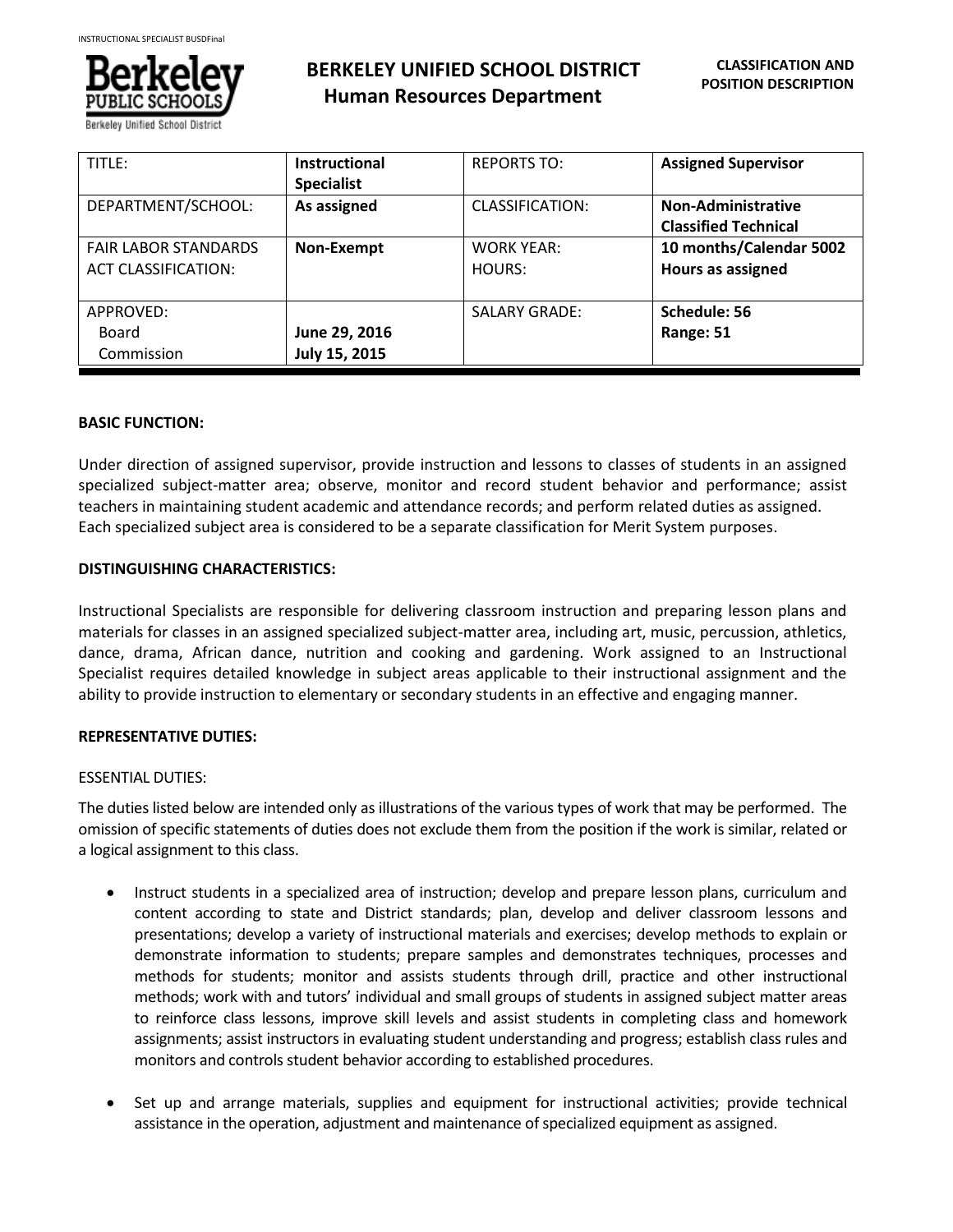# BERKELEY UNIFIED SCHOOL DISTRICT
## Human Resources Department

**CLASSIFICATION AND POSITION DESCRIPTION**

| TITLE: | **Instructional Specialist** | REPORTS TO: | **Assigned Supervisor** |
|---|---|---|---|
| DEPARTMENT/SCHOOL: | **As assigned** | CLASSIFICATION: | **Non-Administrative Classified Technical** |
| FAIR LABOR STANDARDS ACT CLASSIFICATION: | **Non-Exempt** | WORK YEAR: HOURS: | **10 months/Calendar 5002 Hours as assigned** |
| APPROVED: Board Commission | **June 29, 2016 July 15, 2015** | SALARY GRADE: | **Schedule: 56 Range: 51** |

**BASIC FUNCTION:**

Under direction of assigned supervisor, provide instruction and lessons to classes of students in an assigned specialized subject-matter area; observe, monitor and record student behavior and performance; assist teachers in maintaining student academic and attendance records; and perform related duties as assigned. Each specialized subject area is considered to be a separate classification for Merit System purposes.

**DISTINGUISHING CHARACTERISTICS:**

Instructional Specialists are responsible for delivering classroom instruction and preparing lesson plans and materials for classes in an assigned specialized subject-matter area, including art, music, percussion, athletics, dance, drama, African dance, nutrition and cooking and gardening. Work assigned to an Instructional Specialist requires detailed knowledge in subject areas applicable to their instructional assignment and the ability to provide instruction to elementary or secondary students in an effective and engaging manner.

**REPRESENTATIVE DUTIES:**

ESSENTIAL DUTIES:

The duties listed below are intended only as illustrations of the various types of work that may be performed. The omission of specific statements of duties does not exclude them from the position if the work is similar, related or a logical assignment to this class.

- Instruct students in a specialized area of instruction; develop and prepare lesson plans, curriculum and content according to state and District standards; plan, develop and deliver classroom lessons and presentations; develop a variety of instructional materials and exercises; develop methods to explain or demonstrate information to students; prepare samples and demonstrates techniques, processes and methods for students; monitor and assists students through drill, practice and other instructional methods; work with and tutors' individual and small groups of students in assigned subject matter areas to reinforce class lessons, improve skill levels and assist students in completing class and homework assignments; assist instructors in evaluating student understanding and progress; establish class rules and monitors and controls student behavior according to established procedures.

- Set up and arrange materials, supplies and equipment for instructional activities; provide technical assistance in the operation, adjustment and maintenance of specialized equipment as assigned.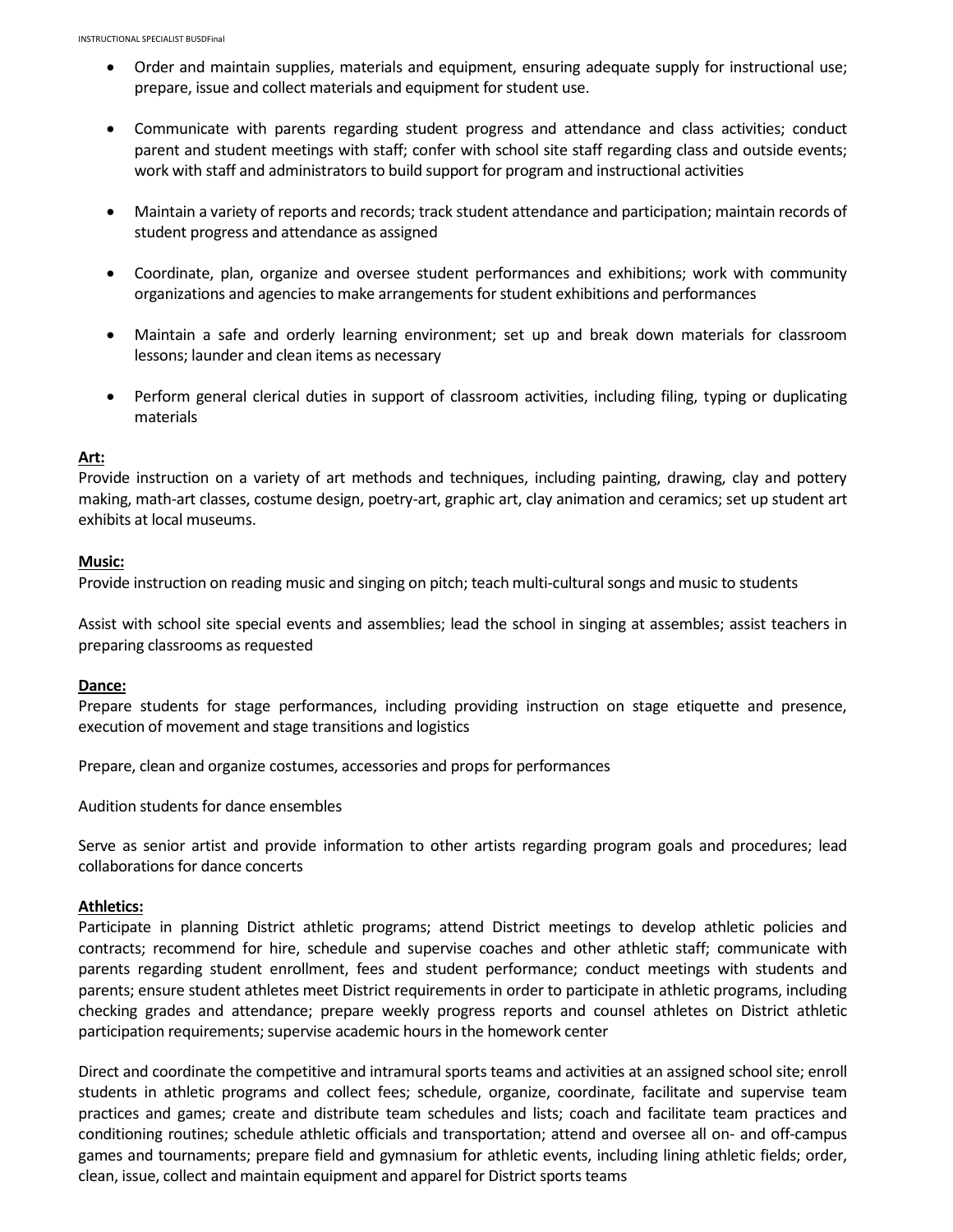- Order and maintain supplies, materials and equipment, ensuring adequate supply for instructional use; prepare, issue and collect materials and equipment for student use.

- Communicate with parents regarding student progress and attendance and class activities; conduct parent and student meetings with staff; confer with school site staff regarding class and outside events; work with staff and administrators to build support for program and instructional activities

- Maintain a variety of reports and records; track student attendance and participation; maintain records of student progress and attendance as assigned

- Coordinate, plan, organize and oversee student performances and exhibitions; work with community organizations and agencies to make arrangements for student exhibitions and performances

- Maintain a safe and orderly learning environment; set up and break down materials for classroom lessons; launder and clean items as necessary

- Perform general clerical duties in support of classroom activities, including filing, typing or duplicating materials

**Art:**

Provide instruction on a variety of art methods and techniques, including painting, drawing, clay and pottery making, math-art classes, costume design, poetry-art, graphic art, clay animation and ceramics; set up student art exhibits at local museums.

**Music:**

Provide instruction on reading music and singing on pitch; teach multi-cultural songs and music to students

Assist with school site special events and assemblies; lead the school in singing at assembles; assist teachers in preparing classrooms as requested

**Dance:**

Prepare students for stage performances, including providing instruction on stage etiquette and presence, execution of movement and stage transitions and logistics

Prepare, clean and organize costumes, accessories and props for performances

Audition students for dance ensembles

Serve as senior artist and provide information to other artists regarding program goals and procedures; lead collaborations for dance concerts

**Athletics:**

Participate in planning District athletic programs; attend District meetings to develop athletic policies and contracts; recommend for hire, schedule and supervise coaches and other athletic staff; communicate with parents regarding student enrollment, fees and student performance; conduct meetings with students and parents; ensure student athletes meet District requirements in order to participate in athletic programs, including checking grades and attendance; prepare weekly progress reports and counsel athletes on District athletic participation requirements; supervise academic hours in the homework center

Direct and coordinate the competitive and intramural sports teams and activities at an assigned school site; enroll students in athletic programs and collect fees; schedule, organize, coordinate, facilitate and supervise team practices and games; create and distribute team schedules and lists; coach and facilitate team practices and conditioning routines; schedule athletic officials and transportation; attend and oversee all on- and off-campus games and tournaments; prepare field and gymnasium for athletic events, including lining athletic fields; order, clean, issue, collect and maintain equipment and apparel for District sports teams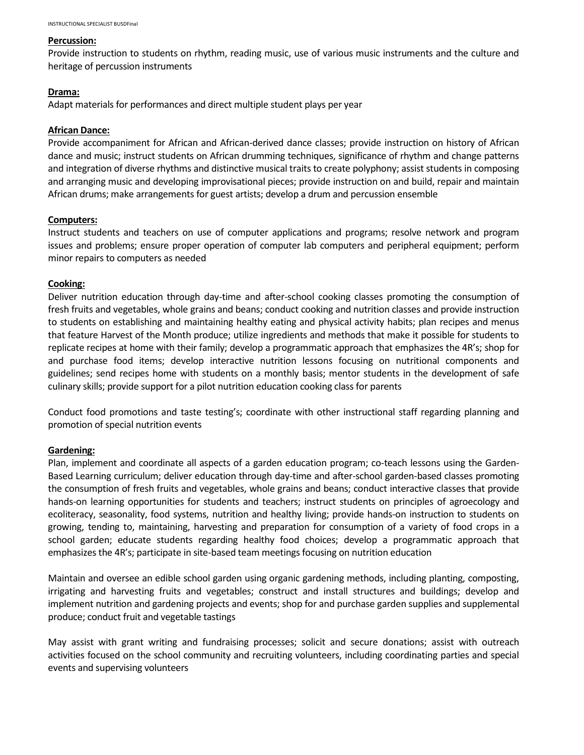**Percussion:**
Provide instruction to students on rhythm, reading music, use of various music instruments and the culture and heritage of percussion instruments

**Drama:**
Adapt materials for performances and direct multiple student plays per year

**African Dance:**
Provide accompaniment for African and African-derived dance classes; provide instruction on history of African dance and music; instruct students on African drumming techniques, significance of rhythm and change patterns and integration of diverse rhythms and distinctive musical traits to create polyphony; assist students in composing and arranging music and developing improvisational pieces; provide instruction on and build, repair and maintain African drums; make arrangements for guest artists; develop a drum and percussion ensemble

**Computers:**
Instruct students and teachers on use of computer applications and programs; resolve network and program issues and problems; ensure proper operation of computer lab computers and peripheral equipment; perform minor repairs to computers as needed

**Cooking:**
Deliver nutrition education through day-time and after-school cooking classes promoting the consumption of fresh fruits and vegetables, whole grains and beans; conduct cooking and nutrition classes and provide instruction to students on establishing and maintaining healthy eating and physical activity habits; plan recipes and menus that feature Harvest of the Month produce; utilize ingredients and methods that make it possible for students to replicate recipes at home with their family; develop a programmatic approach that emphasizes the 4R's; shop for and purchase food items; develop interactive nutrition lessons focusing on nutritional components and guidelines; send recipes home with students on a monthly basis; mentor students in the development of safe culinary skills; provide support for a pilot nutrition education cooking class for parents

Conduct food promotions and taste testing's; coordinate with other instructional staff regarding planning and promotion of special nutrition events

**Gardening:**
Plan, implement and coordinate all aspects of a garden education program; co-teach lessons using the Garden-Based Learning curriculum; deliver education through day-time and after-school garden-based classes promoting the consumption of fresh fruits and vegetables, whole grains and beans; conduct interactive classes that provide hands-on learning opportunities for students and teachers; instruct students on principles of agroecology and ecoliteracy, seasonality, food systems, nutrition and healthy living; provide hands-on instruction to students on growing, tending to, maintaining, harvesting and preparation for consumption of a variety of food crops in a school garden; educate students regarding healthy food choices; develop a programmatic approach that emphasizes the 4R's; participate in site-based team meetings focusing on nutrition education

Maintain and oversee an edible school garden using organic gardening methods, including planting, composting, irrigating and harvesting fruits and vegetables; construct and install structures and buildings; develop and implement nutrition and gardening projects and events; shop for and purchase garden supplies and supplemental produce; conduct fruit and vegetable tastings

May assist with grant writing and fundraising processes; solicit and secure donations; assist with outreach activities focused on the school community and recruiting volunteers, including coordinating parties and special events and supervising volunteers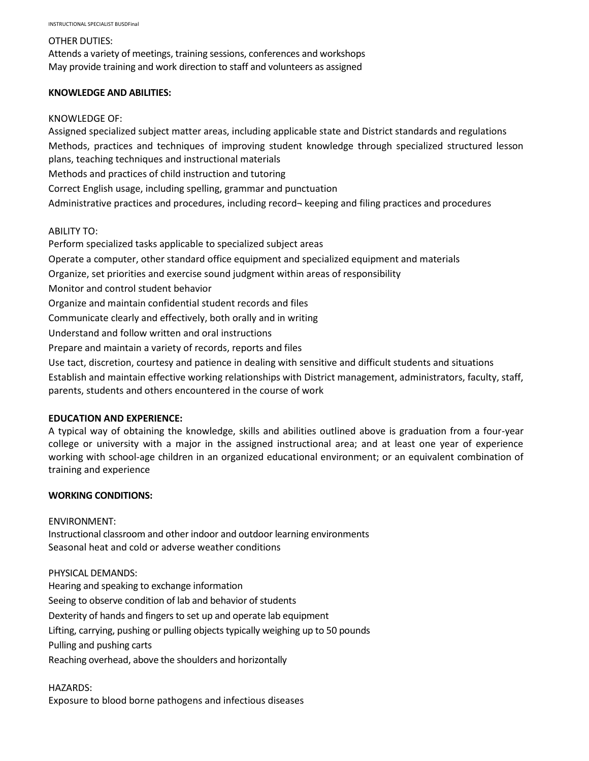OTHER DUTIES:

Attends a variety of meetings, training sessions, conferences and workshops

May provide training and work direction to staff and volunteers as assigned

**KNOWLEDGE AND ABILITIES:**

KNOWLEDGE OF:

Assigned specialized subject matter areas, including applicable state and District standards and regulations

Methods, practices and techniques of improving student knowledge through specialized structured lesson plans, teaching techniques and instructional materials

Methods and practices of child instruction and tutoring

Correct English usage, including spelling, grammar and punctuation

Administrative practices and procedures, including record¬ keeping and filing practices and procedures

ABILITY TO:

Perform specialized tasks applicable to specialized subject areas

Operate a computer, other standard office equipment and specialized equipment and materials

Organize, set priorities and exercise sound judgment within areas of responsibility

Monitor and control student behavior

Organize and maintain confidential student records and files

Communicate clearly and effectively, both orally and in writing

Understand and follow written and oral instructions

Prepare and maintain a variety of records, reports and files

Use tact, discretion, courtesy and patience in dealing with sensitive and difficult students and situations

Establish and maintain effective working relationships with District management, administrators, faculty, staff, parents, students and others encountered in the course of work

**EDUCATION AND EXPERIENCE:**

A typical way of obtaining the knowledge, skills and abilities outlined above is graduation from a four-year college or university with a major in the assigned instructional area; and at least one year of experience working with school-age children in an organized educational environment; or an equivalent combination of training and experience

**WORKING CONDITIONS:**

ENVIRONMENT:

Instructional classroom and other indoor and outdoor learning environments

Seasonal heat and cold or adverse weather conditions

PHYSICAL DEMANDS:

Hearing and speaking to exchange information

Seeing to observe condition of lab and behavior of students

Dexterity of hands and fingers to set up and operate lab equipment

Lifting, carrying, pushing or pulling objects typically weighing up to 50 pounds

Pulling and pushing carts

Reaching overhead, above the shoulders and horizontally

HAZARDS:

Exposure to blood borne pathogens and infectious diseases